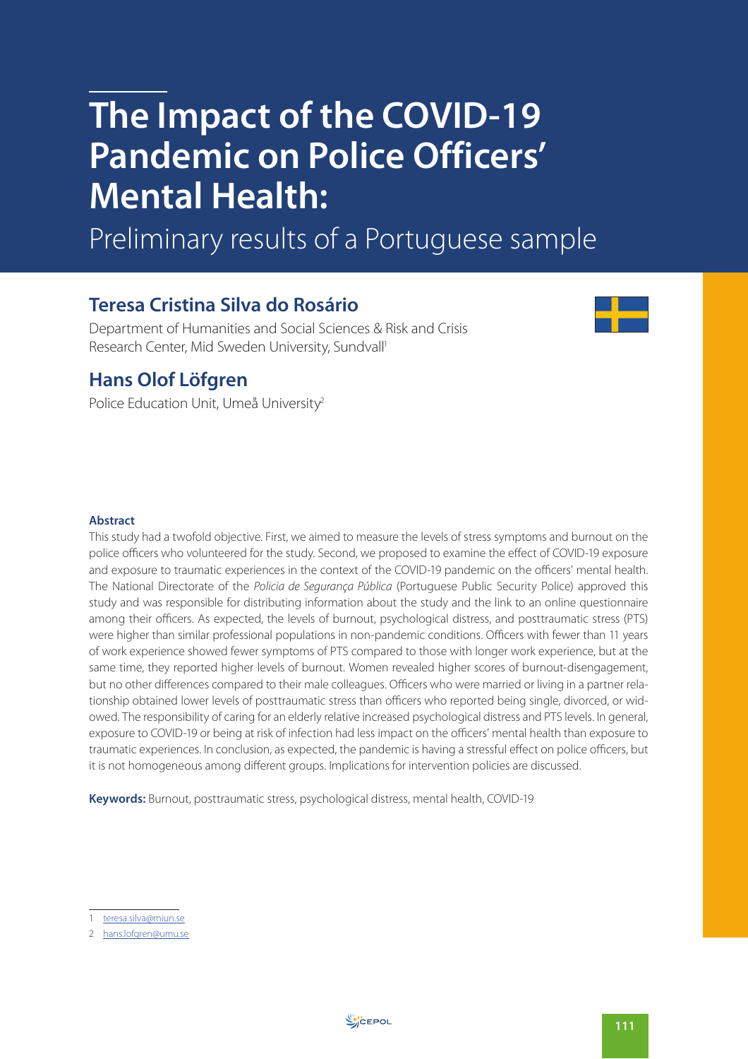# The Impact of the COVID-19 Pandemic on Police Officers' Mental Health:

## Preliminary results of a Portuguese sample

### Teresa Cristina Silva do Rosário

Department of Humanities and Social Sciences & Risk and Crisis Research Center, Mid Sweden University, Sundvall[1]

### Hans Olof Löfgren

Police Education Unit, Umeå University[2]

**Abstract**

This study had a twofold objective. First, we aimed to measure the levels of stress symptoms and burnout on the police officers who volunteered for the study. Second, we proposed to examine the effect of COVID-19 exposure and exposure to traumatic experiences in the context of the COVID-19 pandemic on the officers' mental health. The National Directorate of the *Policia de Segurança Pública* (Portuguese Public Security Police) approved this study and was responsible for distributing information about the study and the link to an online questionnaire among their officers. As expected, the levels of burnout, psychological distress, and posttraumatic stress (PTS) were higher than similar professional populations in non-pandemic conditions. Officers with fewer than 11 years of work experience showed fewer symptoms of PTS compared to those with longer work experience, but at the same time, they reported higher levels of burnout. Women revealed higher scores of burnout-disengagement, but no other differences compared to their male colleagues. Officers who were married or living in a partner relationship obtained lower levels of posttraumatic stress than officers who reported being single, divorced, or widowed. The responsibility of caring for an elderly relative increased psychological distress and PTS levels. In general, exposure to COVID-19 or being at risk of infection had less impact on the officers' mental health than exposure to traumatic experiences. In conclusion, as expected, the pandemic is having a stressful effect on police officers, but it is not homogeneous among different groups. Implications for intervention policies are discussed.

**Keywords:** Burnout, posttraumatic stress, psychological distress, mental health, COVID-19

1 teresa.silva@miun.se

2 hans.lofgren@umu.se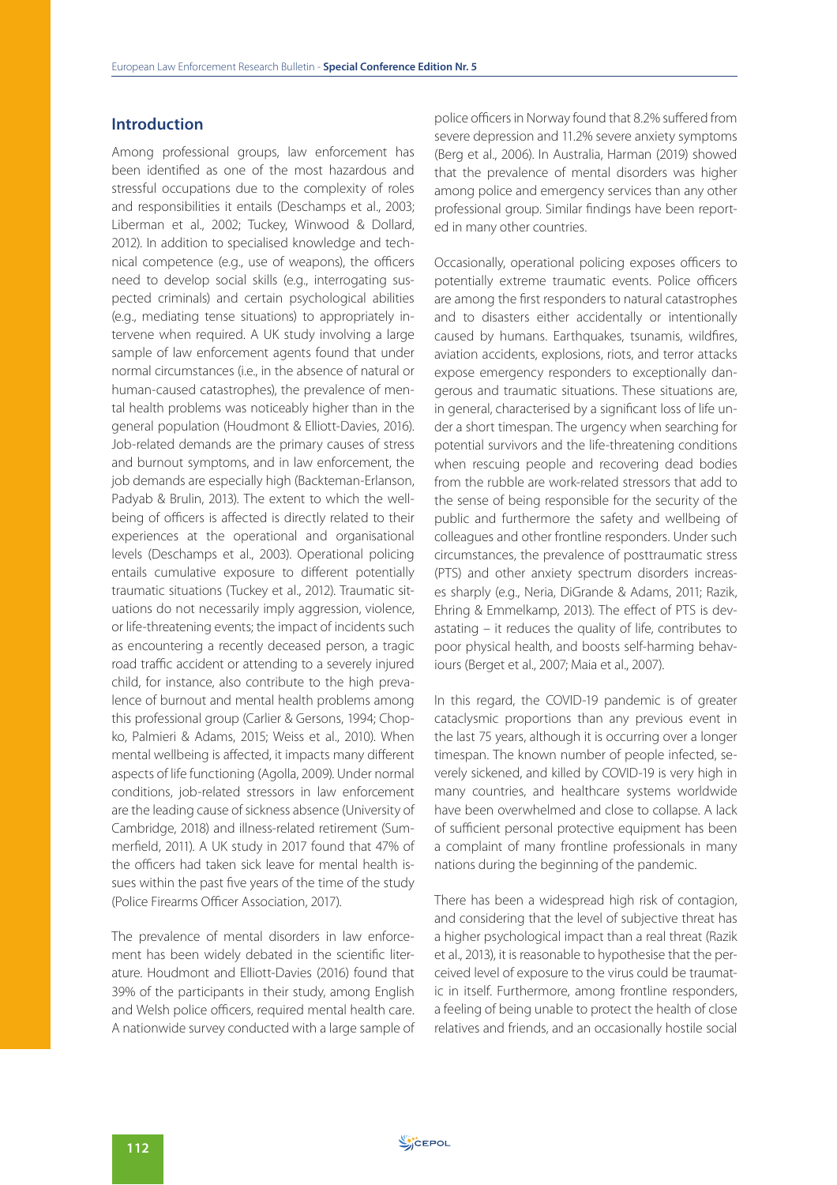## Introduction

Among professional groups, law enforcement has been identified as one of the most hazardous and stressful occupations due to the complexity of roles and responsibilities it entails (Deschamps et al., 2003; Liberman et al., 2002; Tuckey, Winwood & Dollard, 2012). In addition to specialised knowledge and technical competence (e.g., use of weapons), the officers need to develop social skills (e.g., interrogating suspected criminals) and certain psychological abilities (e.g., mediating tense situations) to appropriately intervene when required. A UK study involving a large sample of law enforcement agents found that under normal circumstances (i.e., in the absence of natural or human-caused catastrophes), the prevalence of mental health problems was noticeably higher than in the general population (Houdmont & Elliott-Davies, 2016). Job-related demands are the primary causes of stress and burnout symptoms, and in law enforcement, the job demands are especially high (Backteman-Erlanson, Padyab & Brulin, 2013). The extent to which the wellbeing of officers is affected is directly related to their experiences at the operational and organisational levels (Deschamps et al., 2003). Operational policing entails cumulative exposure to different potentially traumatic situations (Tuckey et al., 2012). Traumatic situations do not necessarily imply aggression, violence, or life-threatening events; the impact of incidents such as encountering a recently deceased person, a tragic road traffic accident or attending to a severely injured child, for instance, also contribute to the high prevalence of burnout and mental health problems among this professional group (Carlier & Gersons, 1994; Chopko, Palmieri & Adams, 2015; Weiss et al., 2010). When mental wellbeing is affected, it impacts many different aspects of life functioning (Agolla, 2009). Under normal conditions, job-related stressors in law enforcement are the leading cause of sickness absence (University of Cambridge, 2018) and illness-related retirement (Summerfield, 2011). A UK study in 2017 found that 47% of the officers had taken sick leave for mental health issues within the past five years of the time of the study (Police Firearms Officer Association, 2017).

The prevalence of mental disorders in law enforcement has been widely debated in the scientific literature. Houdmont and Elliott-Davies (2016) found that 39% of the participants in their study, among English and Welsh police officers, required mental health care. A nationwide survey conducted with a large sample of police officers in Norway found that 8.2% suffered from severe depression and 11.2% severe anxiety symptoms (Berg et al., 2006). In Australia, Harman (2019) showed that the prevalence of mental disorders was higher among police and emergency services than any other professional group. Similar findings have been reported in many other countries.

Occasionally, operational policing exposes officers to potentially extreme traumatic events. Police officers are among the first responders to natural catastrophes and to disasters either accidentally or intentionally caused by humans. Earthquakes, tsunamis, wildfires, aviation accidents, explosions, riots, and terror attacks expose emergency responders to exceptionally dangerous and traumatic situations. These situations are, in general, characterised by a significant loss of life under a short timespan. The urgency when searching for potential survivors and the life-threatening conditions when rescuing people and recovering dead bodies from the rubble are work-related stressors that add to the sense of being responsible for the security of the public and furthermore the safety and wellbeing of colleagues and other frontline responders. Under such circumstances, the prevalence of posttraumatic stress (PTS) and other anxiety spectrum disorders increases sharply (e.g., Neria, DiGrande & Adams, 2011; Razik, Ehring & Emmelkamp, 2013). The effect of PTS is devastating – it reduces the quality of life, contributes to poor physical health, and boosts self-harming behaviours (Berget et al., 2007; Maia et al., 2007).

In this regard, the COVID-19 pandemic is of greater cataclysmic proportions than any previous event in the last 75 years, although it is occurring over a longer timespan. The known number of people infected, severely sickened, and killed by COVID-19 is very high in many countries, and healthcare systems worldwide have been overwhelmed and close to collapse. A lack of sufficient personal protective equipment has been a complaint of many frontline professionals in many nations during the beginning of the pandemic.

There has been a widespread high risk of contagion, and considering that the level of subjective threat has a higher psychological impact than a real threat (Razik et al., 2013), it is reasonable to hypothesise that the perceived level of exposure to the virus could be traumatic in itself. Furthermore, among frontline responders, a feeling of being unable to protect the health of close relatives and friends, and an occasionally hostile social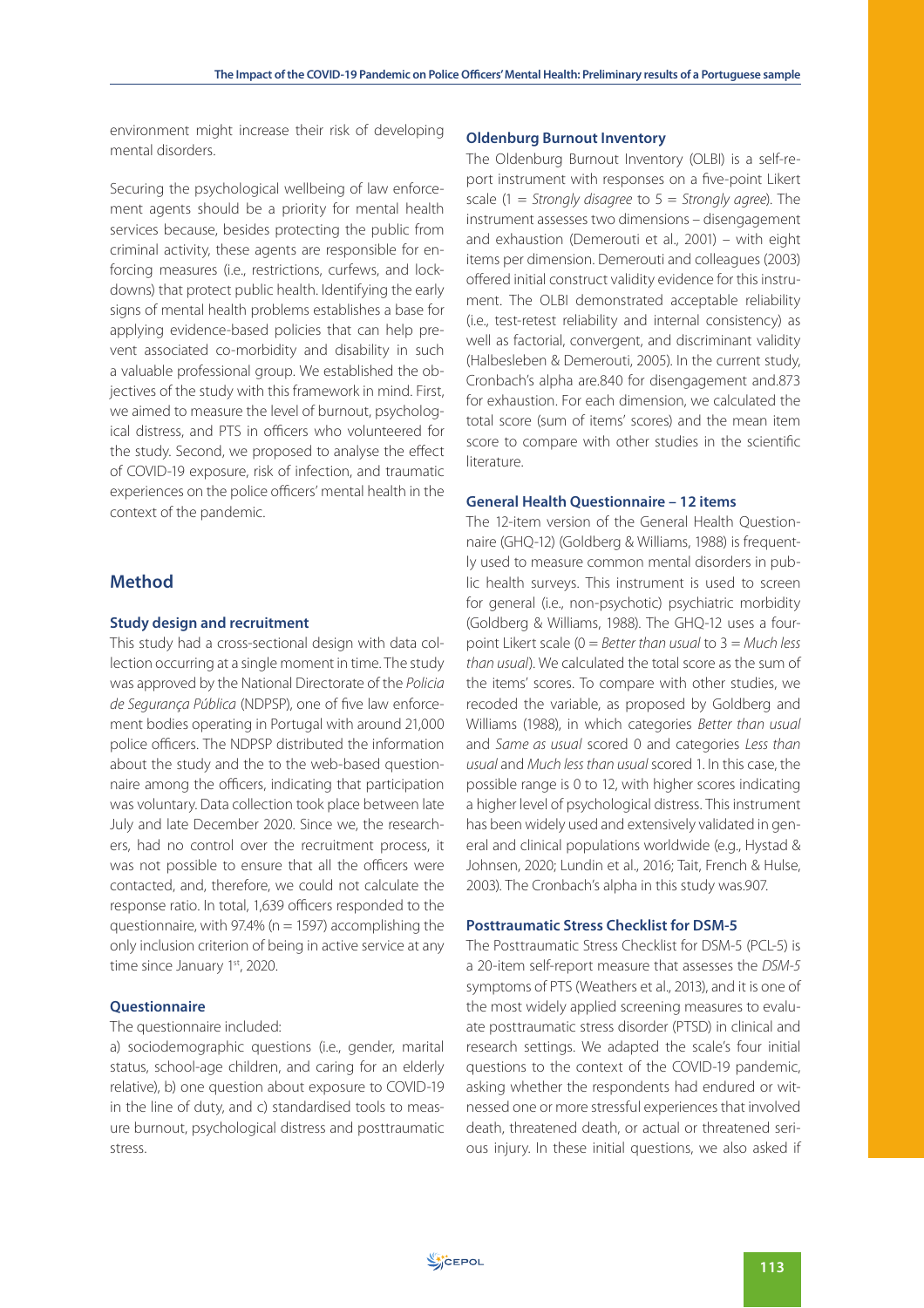environment might increase their risk of developing mental disorders.

Securing the psychological wellbeing of law enforcement agents should be a priority for mental health services because, besides protecting the public from criminal activity, these agents are responsible for enforcing measures (i.e., restrictions, curfews, and lockdowns) that protect public health. Identifying the early signs of mental health problems establishes a base for applying evidence-based policies that can help prevent associated co-morbidity and disability in such a valuable professional group. We established the objectives of the study with this framework in mind. First, we aimed to measure the level of burnout, psychological distress, and PTS in officers who volunteered for the study. Second, we proposed to analyse the effect of COVID-19 exposure, risk of infection, and traumatic experiences on the police officers' mental health in the context of the pandemic.

## Method

### Study design and recruitment

This study had a cross-sectional design with data collection occurring at a single moment in time. The study was approved by the National Directorate of the *Policia de Segurança Pública* (NDPSP), one of five law enforcement bodies operating in Portugal with around 21,000 police officers. The NDPSP distributed the information about the study and the to the web-based questionnaire among the officers, indicating that participation was voluntary. Data collection took place between late July and late December 2020. Since we, the researchers, had no control over the recruitment process, it was not possible to ensure that all the officers were contacted, and, therefore, we could not calculate the response ratio. In total, 1,639 officers responded to the questionnaire, with 97.4% (n = 1597) accomplishing the only inclusion criterion of being in active service at any time since January 1st, 2020.

### Questionnaire

The questionnaire included:

a) sociodemographic questions (i.e., gender, marital status, school-age children, and caring for an elderly relative), b) one question about exposure to COVID-19 in the line of duty, and c) standardised tools to measure burnout, psychological distress and posttraumatic stress.

### Oldenburg Burnout Inventory

The Oldenburg Burnout Inventory (OLBI) is a self-report instrument with responses on a five-point Likert scale (1 = *Strongly disagree* to 5 = *Strongly agree*). The instrument assesses two dimensions – disengagement and exhaustion (Demerouti et al., 2001) – with eight items per dimension. Demerouti and colleagues (2003) offered initial construct validity evidence for this instrument. The OLBI demonstrated acceptable reliability (i.e., test-retest reliability and internal consistency) as well as factorial, convergent, and discriminant validity (Halbesleben & Demerouti, 2005). In the current study, Cronbach's alpha are.840 for disengagement and.873 for exhaustion. For each dimension, we calculated the total score (sum of items' scores) and the mean item score to compare with other studies in the scientific literature.

### General Health Questionnaire – 12 items

The 12-item version of the General Health Questionnaire (GHQ-12) (Goldberg & Williams, 1988) is frequently used to measure common mental disorders in public health surveys. This instrument is used to screen for general (i.e., non-psychotic) psychiatric morbidity (Goldberg & Williams, 1988). The GHQ-12 uses a four-point Likert scale (0 = *Better than usual* to 3 = *Much less than usual*). We calculated the total score as the sum of the items' scores. To compare with other studies, we recoded the variable, as proposed by Goldberg and Williams (1988), in which categories *Better than usual* and *Same as usual* scored 0 and categories *Less than usual* and *Much less than usual* scored 1. In this case, the possible range is 0 to 12, with higher scores indicating a higher level of psychological distress. This instrument has been widely used and extensively validated in general and clinical populations worldwide (e.g., Hystad & Johnsen, 2020; Lundin et al., 2016; Tait, French & Hulse, 2003). The Cronbach's alpha in this study was.907.

### Posttraumatic Stress Checklist for DSM-5

The Posttraumatic Stress Checklist for DSM-5 (PCL-5) is a 20-item self-report measure that assesses the *DSM-5* symptoms of PTS (Weathers et al., 2013), and it is one of the most widely applied screening measures to evaluate posttraumatic stress disorder (PTSD) in clinical and research settings. We adapted the scale's four initial questions to the context of the COVID-19 pandemic, asking whether the respondents had endured or witnessed one or more stressful experiences that involved death, threatened death, or actual or threatened serious injury. In these initial questions, we also asked if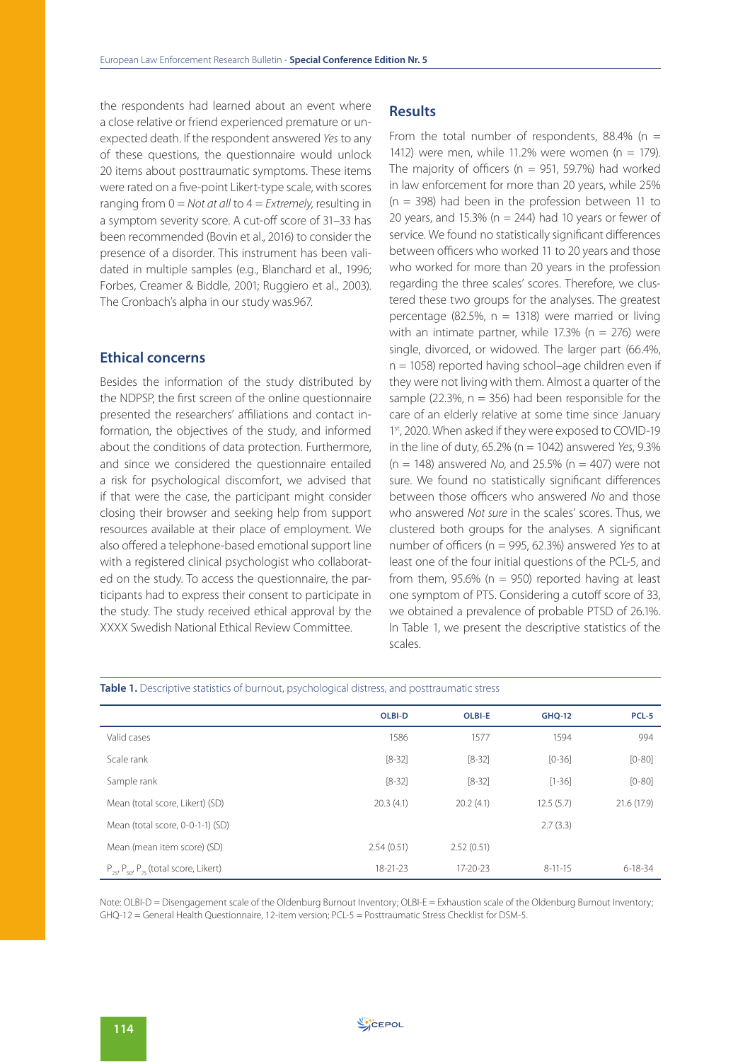the respondents had learned about an event where a close relative or friend experienced premature or unexpected death. If the respondent answered *Yes* to any of these questions, the questionnaire would unlock 20 items about posttraumatic symptoms. These items were rated on a five-point Likert-type scale, with scores ranging from 0 = *Not at all* to 4 = *Extremely*, resulting in a symptom severity score. A cut-off score of 31–33 has been recommended (Bovin et al., 2016) to consider the presence of a disorder. This instrument has been validated in multiple samples (e.g., Blanchard et al., 1996; Forbes, Creamer & Biddle, 2001; Ruggiero et al., 2003). The Cronbach's alpha in our study was.967.

## Ethical concerns

Besides the information of the study distributed by the NDPSP, the first screen of the online questionnaire presented the researchers' affiliations and contact information, the objectives of the study, and informed about the conditions of data protection. Furthermore, and since we considered the questionnaire entailed a risk for psychological discomfort, we advised that if that were the case, the participant might consider closing their browser and seeking help from support resources available at their place of employment. We also offered a telephone-based emotional support line with a registered clinical psychologist who collaborated on the study. To access the questionnaire, the participants had to express their consent to participate in the study. The study received ethical approval by the XXXX Swedish National Ethical Review Committee.

## Results

From the total number of respondents, 88.4% (n = 1412) were men, while 11.2% were women (n = 179). The majority of officers (n = 951, 59.7%) had worked in law enforcement for more than 20 years, while 25% (n = 398) had been in the profession between 11 to 20 years, and 15.3% (n = 244) had 10 years or fewer of service. We found no statistically significant differences between officers who worked 11 to 20 years and those who worked for more than 20 years in the profession regarding the three scales' scores. Therefore, we clustered these two groups for the analyses. The greatest percentage (82.5%, n = 1318) were married or living with an intimate partner, while 17.3% (n = 276) were single, divorced, or widowed. The larger part (66.4%, n = 1058) reported having school–age children even if they were not living with them. Almost a quarter of the sample (22.3%, n = 356) had been responsible for the care of an elderly relative at some time since January 1st, 2020. When asked if they were exposed to COVID-19 in the line of duty, 65.2% (n = 1042) answered *Yes*, 9.3% (n = 148) answered *No*, and 25.5% (n = 407) were not sure. We found no statistically significant differences between those officers who answered *No* and those who answered *Not sure* in the scales' scores. Thus, we clustered both groups for the analyses. A significant number of officers (n = 995, 62.3%) answered *Yes* to at least one of the four initial questions of the PCL-5, and from them, 95.6% (n = 950) reported having at least one symptom of PTS. Considering a cutoff score of 33, we obtained a prevalence of probable PTSD of 26.1%. In Table 1, we present the descriptive statistics of the scales.

**Table 1.** Descriptive statistics of burnout, psychological distress, and posttraumatic stress

| | OLBI-D | OLBI-E | GHQ-12 | PCL-5 |
|---|---|---|---|---|
| Valid cases | 1586 | 1577 | 1594 | 994 |
| Scale rank | [8-32] | [8-32] | [0-36] | [0-80] |
| Sample rank | [8-32] | [8-32] | [1-36] | [0-80] |
| Mean (total score, Likert) (SD) | 20.3 (4.1) | 20.2 (4.1) | 12.5 (5.7) | 21.6 (17.9) |
| Mean (total score, 0-0-1-1) (SD) | | | 2.7 (3.3) | |
| Mean (mean item score) (SD) | 2.54 (0.51) | 2.52 (0.51) | | |
| $P_{25}$, $P_{50}$, $P_{75}$ (total score, Likert) | 18-21-23 | 17-20-23 | 8-11-15 | 6-18-34 |

Note: OLBI-D = Disengagement scale of the Oldenburg Burnout Inventory; OLBI-E = Exhaustion scale of the Oldenburg Burnout Inventory; GHQ-12 = General Health Questionnaire, 12-item version; PCL-5 = Posttraumatic Stress Checklist for DSM-5.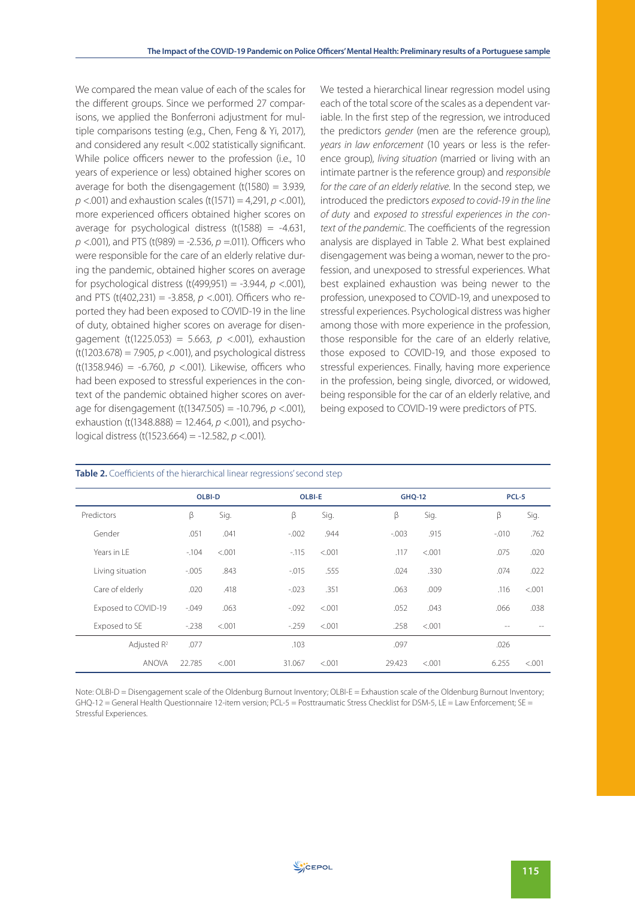We compared the mean value of each of the scales for the different groups. Since we performed 27 comparisons, we applied the Bonferroni adjustment for multiple comparisons testing (e.g., Chen, Feng & Yi, 2017), and considered any result <.002 statistically significant. While police officers newer to the profession (i.e., 10 years of experience or less) obtained higher scores on average for both the disengagement ($t(1580) = 3.939$, $p < .001$) and exhaustion scales ($t(1571) = 4{,}291$, $p < .001$), more experienced officers obtained higher scores on average for psychological distress ($t(1588) = -4.631$, $p < .001$), and PTS ($t(989) = -2.536$, $p = .011$). Officers who were responsible for the care of an elderly relative during the pandemic, obtained higher scores on average for psychological distress ($t(499{,}951) = -3.944$, $p < .001$), and PTS ($t(402{,}231) = -3.858$, $p < .001$). Officers who reported they had been exposed to COVID-19 in the line of duty, obtained higher scores on average for disengagement ($t(1225.053) = 5.663$, $p < .001$), exhaustion ($t(1203.678) = 7.905$, $p < .001$), and psychological distress ($t(1358.946) = -6.760$, $p < .001$). Likewise, officers who had been exposed to stressful experiences in the context of the pandemic obtained higher scores on average for disengagement ($t(1347.505) = -10.796$, $p < .001$), exhaustion ($t(1348.888) = 12.464$, $p < .001$), and psychological distress ($t(1523.664) = -12.582$, $p < .001$).

We tested a hierarchical linear regression model using each of the total score of the scales as a dependent variable. In the first step of the regression, we introduced the predictors *gender* (men are the reference group), *years in law enforcement* (10 years or less is the reference group), *living situation* (married or living with an intimate partner is the reference group) and *responsible for the care of an elderly relative*. In the second step, we introduced the predictors *exposed to covid-19 in the line of duty* and *exposed to stressful experiences in the context of the pandemic*. The coefficients of the regression analysis are displayed in Table 2. What best explained disengagement was being a woman, newer to the profession, and unexposed to stressful experiences. What best explained exhaustion was being newer to the profession, unexposed to COVID-19, and unexposed to stressful experiences. Psychological distress was higher among those with more experience in the profession, those responsible for the care of an elderly relative, those exposed to COVID-19, and those exposed to stressful experiences. Finally, having more experience in the profession, being single, divorced, or widowed, being responsible for the car of an elderly relative, and being exposed to COVID-19 were predictors of PTS.

**Table 2.** Coefficients of the hierarchical linear regressions' second step

| | OLBI-D | | OLBI-E | | GHQ-12 | | PCL-5 | |
|---|---|---|---|---|---|---|---|---|
| Predictors | β | Sig. | β | Sig. | β | Sig. | β | Sig. |
| Gender | .051 | .041 | -.002 | .944 | -.003 | .915 | -.010 | .762 |
| Years in LE | -.104 | <.001 | -.115 | <.001 | .117 | <.001 | .075 | .020 |
| Living situation | -.005 | .843 | -.015 | .555 | .024 | .330 | .074 | .022 |
| Care of elderly | .020 | .418 | -.023 | .351 | .063 | .009 | .116 | <.001 |
| Exposed to COVID-19 | -.049 | .063 | -.092 | <.001 | .052 | .043 | .066 | .038 |
| Exposed to SE | -.238 | <.001 | -.259 | <.001 | .258 | <.001 | -- | -- |
| Adjusted $R^2$ | .077 | | .103 | | .097 | | .026 | |
| ANOVA | 22.785 | <.001 | 31.067 | <.001 | 29.423 | <.001 | 6.255 | <.001 |

Note: OLBI-D = Disengagement scale of the Oldenburg Burnout Inventory; OLBI-E = Exhaustion scale of the Oldenburg Burnout Inventory; GHQ-12 = General Health Questionnaire 12-item version; PCL-5 = Posttraumatic Stress Checklist for DSM-5, LE = Law Enforcement; SE = Stressful Experiences.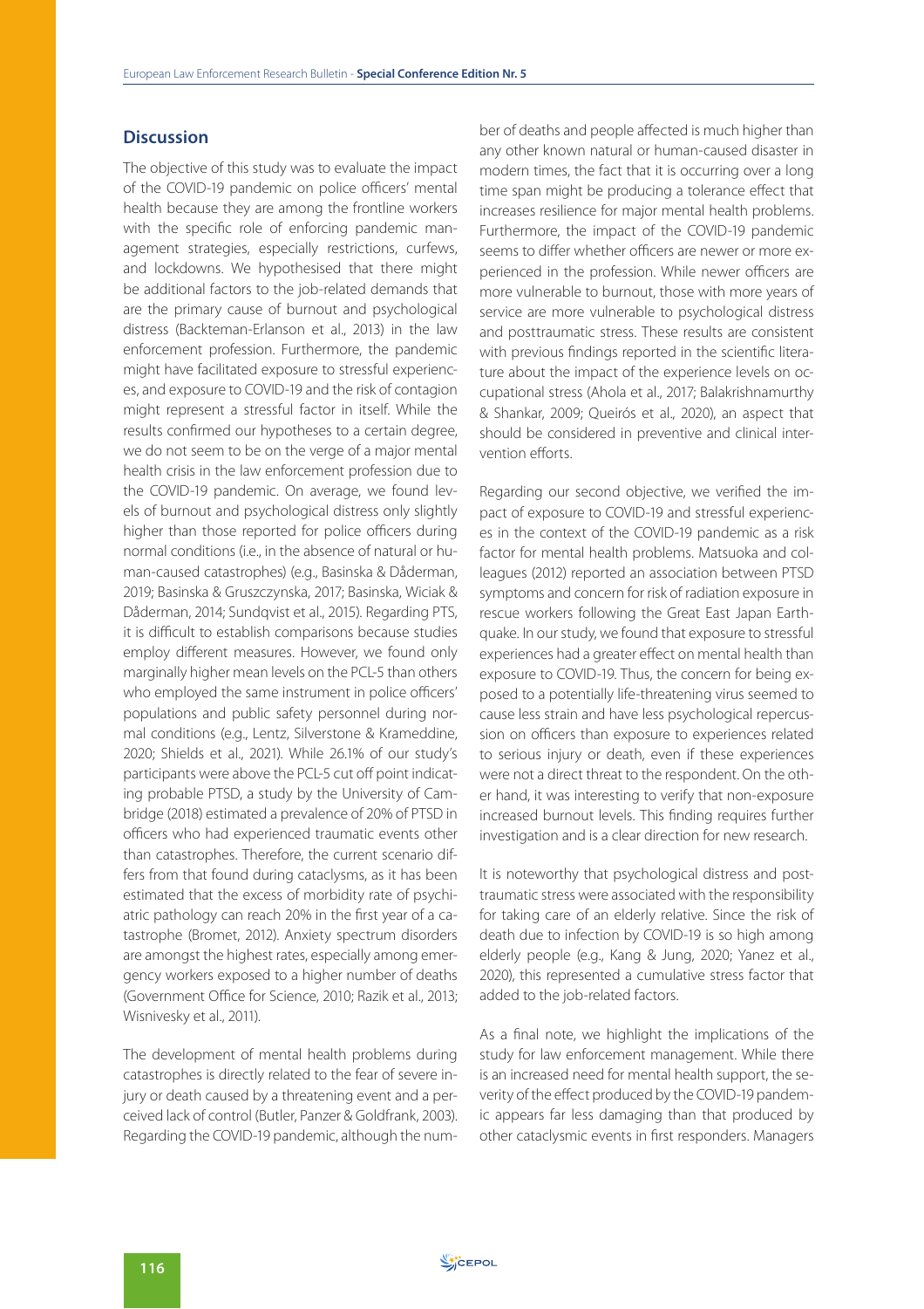## Discussion

The objective of this study was to evaluate the impact of the COVID-19 pandemic on police officers' mental health because they are among the frontline workers with the specific role of enforcing pandemic management strategies, especially restrictions, curfews, and lockdowns. We hypothesised that there might be additional factors to the job-related demands that are the primary cause of burnout and psychological distress (Backteman-Erlanson et al., 2013) in the law enforcement profession. Furthermore, the pandemic might have facilitated exposure to stressful experiences, and exposure to COVID-19 and the risk of contagion might represent a stressful factor in itself. While the results confirmed our hypotheses to a certain degree, we do not seem to be on the verge of a major mental health crisis in the law enforcement profession due to the COVID-19 pandemic. On average, we found levels of burnout and psychological distress only slightly higher than those reported for police officers during normal conditions (i.e., in the absence of natural or human-caused catastrophes) (e.g., Basinska & Dåderman, 2019; Basinska & Gruszczynska, 2017; Basinska, Wiciak & Dåderman, 2014; Sundqvist et al., 2015). Regarding PTS, it is difficult to establish comparisons because studies employ different measures. However, we found only marginally higher mean levels on the PCL-5 than others who employed the same instrument in police officers' populations and public safety personnel during normal conditions (e.g., Lentz, Silverstone & Krameddine, 2020; Shields et al., 2021). While 26.1% of our study's participants were above the PCL-5 cut off point indicating probable PTSD, a study by the University of Cambridge (2018) estimated a prevalence of 20% of PTSD in officers who had experienced traumatic events other than catastrophes. Therefore, the current scenario differs from that found during cataclysms, as it has been estimated that the excess of morbidity rate of psychiatric pathology can reach 20% in the first year of a catastrophe (Bromet, 2012). Anxiety spectrum disorders are amongst the highest rates, especially among emergency workers exposed to a higher number of deaths (Government Office for Science, 2010; Razik et al., 2013; Wisnivesky et al., 2011).

The development of mental health problems during catastrophes is directly related to the fear of severe injury or death caused by a threatening event and a perceived lack of control (Butler, Panzer & Goldfrank, 2003). Regarding the COVID-19 pandemic, although the number of deaths and people affected is much higher than any other known natural or human-caused disaster in modern times, the fact that it is occurring over a long time span might be producing a tolerance effect that increases resilience for major mental health problems. Furthermore, the impact of the COVID-19 pandemic seems to differ whether officers are newer or more experienced in the profession. While newer officers are more vulnerable to burnout, those with more years of service are more vulnerable to psychological distress and posttraumatic stress. These results are consistent with previous findings reported in the scientific literature about the impact of the experience levels on occupational stress (Ahola et al., 2017; Balakrishnamurthy & Shankar, 2009; Queirós et al., 2020), an aspect that should be considered in preventive and clinical intervention efforts.

Regarding our second objective, we verified the impact of exposure to COVID-19 and stressful experiences in the context of the COVID-19 pandemic as a risk factor for mental health problems. Matsuoka and colleagues (2012) reported an association between PTSD symptoms and concern for risk of radiation exposure in rescue workers following the Great East Japan Earthquake. In our study, we found that exposure to stressful experiences had a greater effect on mental health than exposure to COVID-19. Thus, the concern for being exposed to a potentially life-threatening virus seemed to cause less strain and have less psychological repercussion on officers than exposure to experiences related to serious injury or death, even if these experiences were not a direct threat to the respondent. On the other hand, it was interesting to verify that non-exposure increased burnout levels. This finding requires further investigation and is a clear direction for new research.

It is noteworthy that psychological distress and posttraumatic stress were associated with the responsibility for taking care of an elderly relative. Since the risk of death due to infection by COVID-19 is so high among elderly people (e.g., Kang & Jung, 2020; Yanez et al., 2020), this represented a cumulative stress factor that added to the job-related factors.

As a final note, we highlight the implications of the study for law enforcement management. While there is an increased need for mental health support, the severity of the effect produced by the COVID-19 pandemic appears far less damaging than that produced by other cataclysmic events in first responders. Managers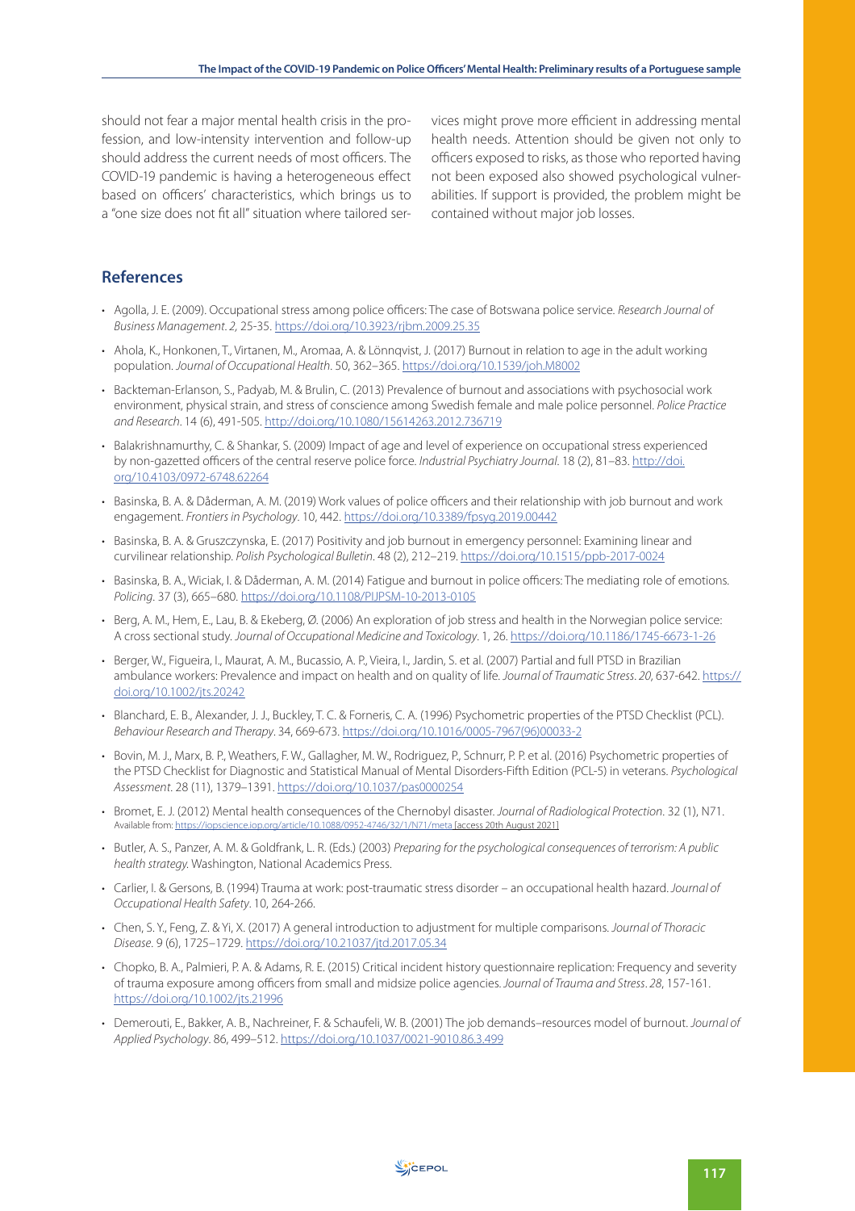should not fear a major mental health crisis in the profession, and low-intensity intervention and follow-up should address the current needs of most officers. The COVID-19 pandemic is having a heterogeneous effect based on officers' characteristics, which brings us to a "one size does not fit all" situation where tailored services might prove more efficient in addressing mental health needs. Attention should be given not only to officers exposed to risks, as those who reported having not been exposed also showed psychological vulnerabilities. If support is provided, the problem might be contained without major job losses.

## References

- Agolla, J. E. (2009). Occupational stress among police officers: The case of Botswana police service. *Research Journal of Business Management. 2*, 25-35. https://doi.org/10.3923/rjbm.2009.25.35
- Ahola, K., Honkonen, T., Virtanen, M., Aromaa, A. & Lönnqvist, J. (2017) Burnout in relation to age in the adult working population. *Journal of Occupational Health*. 50, 362–365. https://doi.org/10.1539/joh.M8002
- Backteman-Erlanson, S., Padyab, M. & Brulin, C. (2013) Prevalence of burnout and associations with psychosocial work environment, physical strain, and stress of conscience among Swedish female and male police personnel. *Police Practice and Research*. 14 (6), 491-505. http://doi.org/10.1080/15614263.2012.736719
- Balakrishnamurthy, C. & Shankar, S. (2009) Impact of age and level of experience on occupational stress experienced by non-gazetted officers of the central reserve police force. *Industrial Psychiatry Journal*. 18 (2), 81–83. http://doi.org/10.4103/0972-6748.62264
- Basinska, B. A. & Dåderman, A. M. (2019) Work values of police officers and their relationship with job burnout and work engagement. *Frontiers in Psychology*. 10, 442. https://doi.org/10.3389/fpsyg.2019.00442
- Basinska, B. A. & Gruszczynska, E. (2017) Positivity and job burnout in emergency personnel: Examining linear and curvilinear relationship. *Polish Psychological Bulletin*. 48 (2), 212–219. https://doi.org/10.1515/ppb-2017-0024
- Basinska, B. A., Wiciak, I. & Dåderman, A. M. (2014) Fatigue and burnout in police officers: The mediating role of emotions. *Policing*. 37 (3), 665–680. https://doi.org/10.1108/PIJPSM-10-2013-0105
- Berg, A. M., Hem, E., Lau, B. & Ekeberg, Ø. (2006) An exploration of job stress and health in the Norwegian police service: A cross sectional study. *Journal of Occupational Medicine and Toxicology*. 1, 26. https://doi.org/10.1186/1745-6673-1-26
- Berger, W., Figueira, I., Maurat, A. M., Bucassio, A. P., Vieira, I., Jardin, S. et al. (2007) Partial and full PTSD in Brazilian ambulance workers: Prevalence and impact on health and on quality of life. *Journal of Traumatic Stress*. *20*, 637-642. https://doi.org/10.1002/jts.20242
- Blanchard, E. B., Alexander, J. J., Buckley, T. C. & Forneris, C. A. (1996) Psychometric properties of the PTSD Checklist (PCL). *Behaviour Research and Therapy*. 34, 669-673. https://doi.org/10.1016/0005-7967(96)00033-2
- Bovin, M. J., Marx, B. P., Weathers, F. W., Gallagher, M. W., Rodriguez, P., Schnurr, P. P. et al. (2016) Psychometric properties of the PTSD Checklist for Diagnostic and Statistical Manual of Mental Disorders-Fifth Edition (PCL-5) in veterans. *Psychological Assessment*. 28 (11), 1379–1391. https://doi.org/10.1037/pas0000254
- Bromet, E. J. (2012) Mental health consequences of the Chernobyl disaster. *Journal of Radiological Protection*. 32 (1), N71. Available from: https://iopscience.iop.org/article/10.1088/0952-4746/32/1/N71/meta [access 20th August 2021]
- Butler, A. S., Panzer, A. M. & Goldfrank, L. R. (Eds.) (2003) *Preparing for the psychological consequences of terrorism: A public health strategy.* Washington, National Academics Press.
- Carlier, I. & Gersons, B. (1994) Trauma at work: post-traumatic stress disorder – an occupational health hazard. *Journal of Occupational Health Safety*. 10, 264-266.
- Chen, S. Y., Feng, Z. & Yi, X. (2017) A general introduction to adjustment for multiple comparisons. *Journal of Thoracic Disease*. 9 (6), 1725–1729. https://doi.org/10.21037/jtd.2017.05.34
- Chopko, B. A., Palmieri, P. A. & Adams, R. E. (2015) Critical incident history questionnaire replication: Frequency and severity of trauma exposure among officers from small and midsize police agencies. *Journal of Trauma and Stress*. *28*, 157-161. https://doi.org/10.1002/jts.21996
- Demerouti, E., Bakker, A. B., Nachreiner, F. & Schaufeli, W. B. (2001) The job demands–resources model of burnout. *Journal of Applied Psychology*. 86, 499–512. https://doi.org/10.1037/0021-9010.86.3.499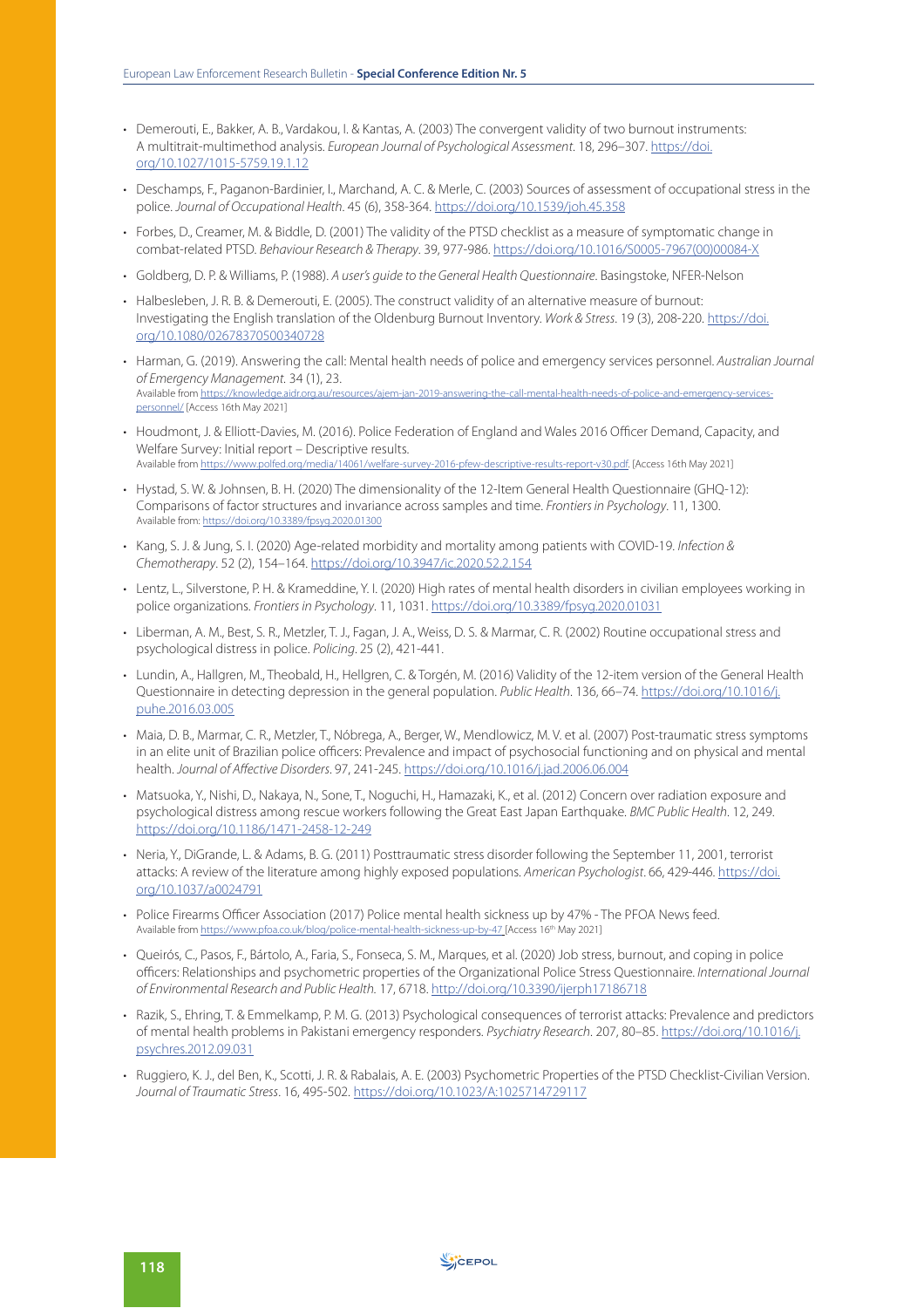- Demerouti, E., Bakker, A. B., Vardakou, I. & Kantas, A. (2003) The convergent validity of two burnout instruments: A multitrait-multimethod analysis. *European Journal of Psychological Assessment*. 18, 296–307. https://doi.org/10.1027/1015-5759.19.1.12
- Deschamps, F., Paganon-Bardinier, I., Marchand, A. C. & Merle, C. (2003) Sources of assessment of occupational stress in the police. *Journal of Occupational Health*. 45 (6), 358-364. https://doi.org/10.1539/joh.45.358
- Forbes, D., Creamer, M. & Biddle, D. (2001) The validity of the PTSD checklist as a measure of symptomatic change in combat-related PTSD. *Behaviour Research & Therapy*. 39, 977-986. https://doi.org/10.1016/S0005-7967(00)00084-X
- Goldberg, D. P. & Williams, P. (1988). *A user's guide to the General Health Questionnaire*. Basingstoke, NFER-Nelson
- Halbesleben, J. R. B. & Demerouti, E. (2005). The construct validity of an alternative measure of burnout: Investigating the English translation of the Oldenburg Burnout Inventory. *Work & Stress*. 19 (3), 208-220. https://doi.org/10.1080/02678370500340728
- Harman, G. (2019). Answering the call: Mental health needs of police and emergency services personnel. *Australian Journal of Emergency Management*. 34 (1), 23. Available from https://knowledge.aidr.org.au/resources/ajem-jan-2019-answering-the-call-mental-health-needs-of-police-and-emergency-services-personnel/ [Access 16th May 2021]
- Houdmont, J. & Elliott-Davies, M. (2016). Police Federation of England and Wales 2016 Officer Demand, Capacity, and Welfare Survey: Initial report – Descriptive results. Available from https://www.polfed.org/media/14061/welfare-survey-2016-pfew-descriptive-results-report-v30.pdf. [Access 16th May 2021]
- Hystad, S. W. & Johnsen, B. H. (2020) The dimensionality of the 12-Item General Health Questionnaire (GHQ-12): Comparisons of factor structures and invariance across samples and time. *Frontiers in Psychology*. 11, 1300. Available from: https://doi.org/10.3389/fpsyg.2020.01300
- Kang, S. J. & Jung, S. I. (2020) Age-related morbidity and mortality among patients with COVID-19. *Infection & Chemotherapy*. 52 (2), 154–164. https://doi.org/10.3947/ic.2020.52.2.154
- Lentz, L., Silverstone, P. H. & Krameddine, Y. I. (2020) High rates of mental health disorders in civilian employees working in police organizations. *Frontiers in Psychology*. 11, 1031. https://doi.org/10.3389/fpsyg.2020.01031
- Liberman, A. M., Best, S. R., Metzler, T. J., Fagan, J. A., Weiss, D. S. & Marmar, C. R. (2002) Routine occupational stress and psychological distress in police. *Policing*. 25 (2), 421-441.
- Lundin, A., Hallgren, M., Theobald, H., Hellgren, C. & Torgén, M. (2016) Validity of the 12-item version of the General Health Questionnaire in detecting depression in the general population. *Public Health*. 136, 66–74. https://doi.org/10.1016/j.puhe.2016.03.005
- Maia, D. B., Marmar, C. R., Metzler, T., Nóbrega, A., Berger, W., Mendlowicz, M. V. et al. (2007) Post-traumatic stress symptoms in an elite unit of Brazilian police officers: Prevalence and impact of psychosocial functioning and on physical and mental health. *Journal of Affective Disorders*. 97, 241-245. https://doi.org/10.1016/j.jad.2006.06.004
- Matsuoka, Y., Nishi, D., Nakaya, N., Sone, T., Noguchi, H., Hamazaki, K., et al. (2012) Concern over radiation exposure and psychological distress among rescue workers following the Great East Japan Earthquake. *BMC Public Health*. 12, 249. https://doi.org/10.1186/1471-2458-12-249
- Neria, Y., DiGrande, L. & Adams, B. G. (2011) Posttraumatic stress disorder following the September 11, 2001, terrorist attacks: A review of the literature among highly exposed populations. *American Psychologist*. 66, 429-446. https://doi.org/10.1037/a0024791
- Police Firearms Officer Association (2017) Police mental health sickness up by 47% - The PFOA News feed. Available from https://www.pfoa.co.uk/blog/police-mental-health-sickness-up-by-47 [Access 16th May 2021]
- Queirós, C., Pasos, F., Bártolo, A., Faria, S., Fonseca, S. M., Marques, et al. (2020) Job stress, burnout, and coping in police officers: Relationships and psychometric properties of the Organizational Police Stress Questionnaire. *International Journal of Environmental Research and Public Health*. 17, 6718. http://doi.org/10.3390/ijerph17186718
- Razik, S., Ehring, T. & Emmelkamp, P. M. G. (2013) Psychological consequences of terrorist attacks: Prevalence and predictors of mental health problems in Pakistani emergency responders. *Psychiatry Research*. 207, 80–85. https://doi.org/10.1016/j.psychres.2012.09.031
- Ruggiero, K. J., del Ben, K., Scotti, J. R. & Rabalais, A. E. (2003) Psychometric Properties of the PTSD Checklist-Civilian Version. *Journal of Traumatic Stress*. 16, 495-502. https://doi.org/10.1023/A:1025714729117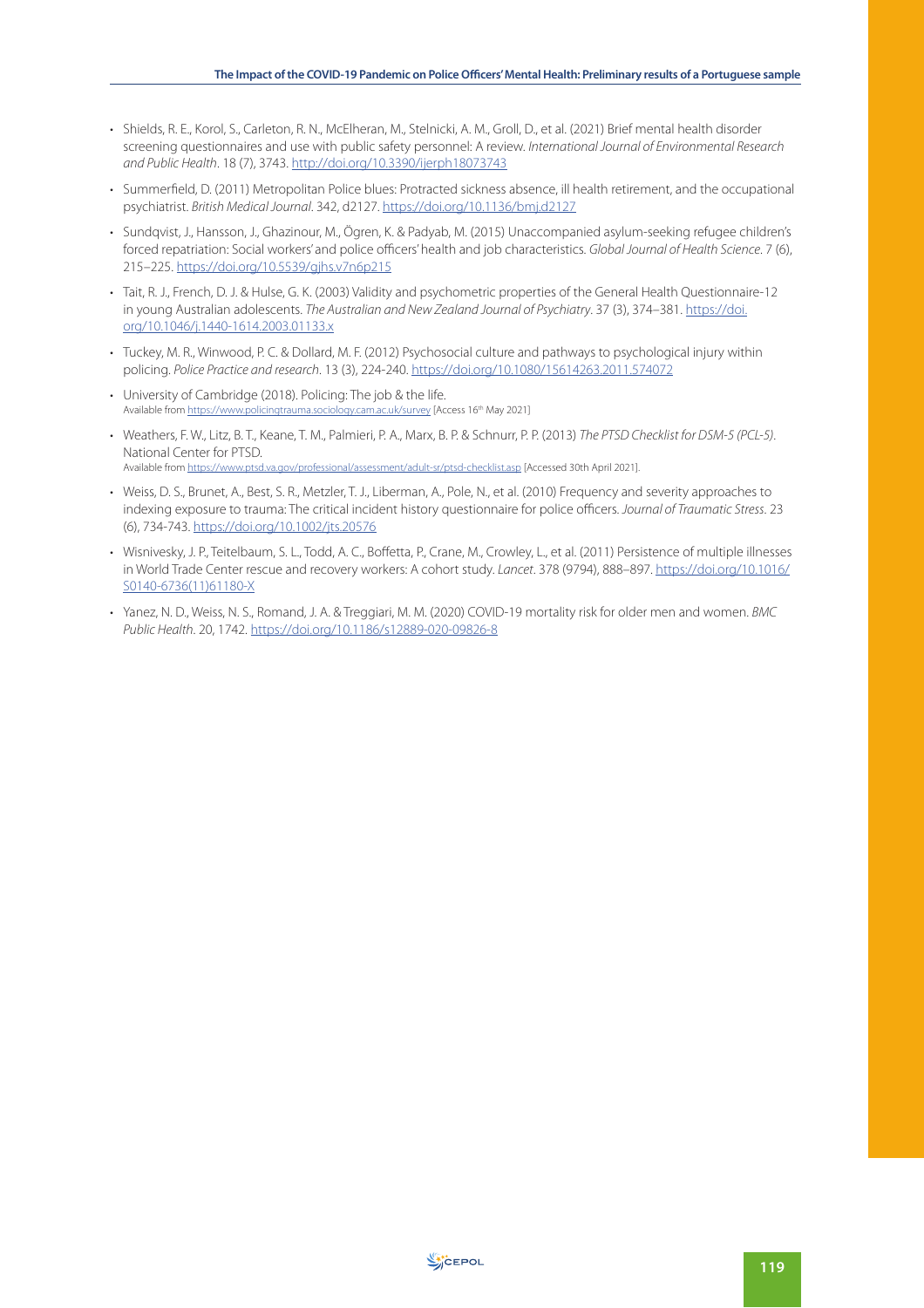- Shields, R. E., Korol, S., Carleton, R. N., McElheran, M., Stelnicki, A. M., Groll, D., et al. (2021) Brief mental health disorder screening questionnaires and use with public safety personnel: A review. *International Journal of Environmental Research and Public Health*. 18 (7), 3743. http://doi.org/10.3390/ijerph18073743
- Summerfield, D. (2011) Metropolitan Police blues: Protracted sickness absence, ill health retirement, and the occupational psychiatrist. *British Medical Journal*. 342, d2127. https://doi.org/10.1136/bmj.d2127
- Sundqvist, J., Hansson, J., Ghazinour, M., Ögren, K. & Padyab, M. (2015) Unaccompanied asylum-seeking refugee children's forced repatriation: Social workers' and police officers' health and job characteristics. *Global Journal of Health Science*. 7 (6), 215–225. https://doi.org/10.5539/gjhs.v7n6p215
- Tait, R. J., French, D. J. & Hulse, G. K. (2003) Validity and psychometric properties of the General Health Questionnaire-12 in young Australian adolescents. *The Australian and New Zealand Journal of Psychiatry*. 37 (3), 374–381. https://doi.org/10.1046/j.1440-1614.2003.01133.x
- Tuckey, M. R., Winwood, P. C. & Dollard, M. F. (2012) Psychosocial culture and pathways to psychological injury within policing. *Police Practice and research*. 13 (3), 224-240. https://doi.org/10.1080/15614263.2011.574072
- University of Cambridge (2018). Policing: The job & the life. Available from https://www.policingtrauma.sociology.cam.ac.uk/survey [Access 16th May 2021]
- Weathers, F. W., Litz, B. T., Keane, T. M., Palmieri, P. A., Marx, B. P. & Schnurr, P. P. (2013) *The PTSD Checklist for DSM-5 (PCL-5)*. National Center for PTSD. Available from https://www.ptsd.va.gov/professional/assessment/adult-sr/ptsd-checklist.asp [Accessed 30th April 2021].
- Weiss, D. S., Brunet, A., Best, S. R., Metzler, T. J., Liberman, A., Pole, N., et al. (2010) Frequency and severity approaches to indexing exposure to trauma: The critical incident history questionnaire for police officers. *Journal of Traumatic Stress*. 23 (6), 734-743. https://doi.org/10.1002/jts.20576
- Wisnivesky, J. P., Teitelbaum, S. L., Todd, A. C., Boffetta, P., Crane, M., Crowley, L., et al. (2011) Persistence of multiple illnesses in World Trade Center rescue and recovery workers: A cohort study. *Lancet*. 378 (9794), 888–897. https://doi.org/10.1016/S0140-6736(11)61180-X
- Yanez, N. D., Weiss, N. S., Romand, J. A. & Treggiari, M. M. (2020) COVID-19 mortality risk for older men and women. *BMC Public Health*. 20, 1742. https://doi.org/10.1186/s12889-020-09826-8